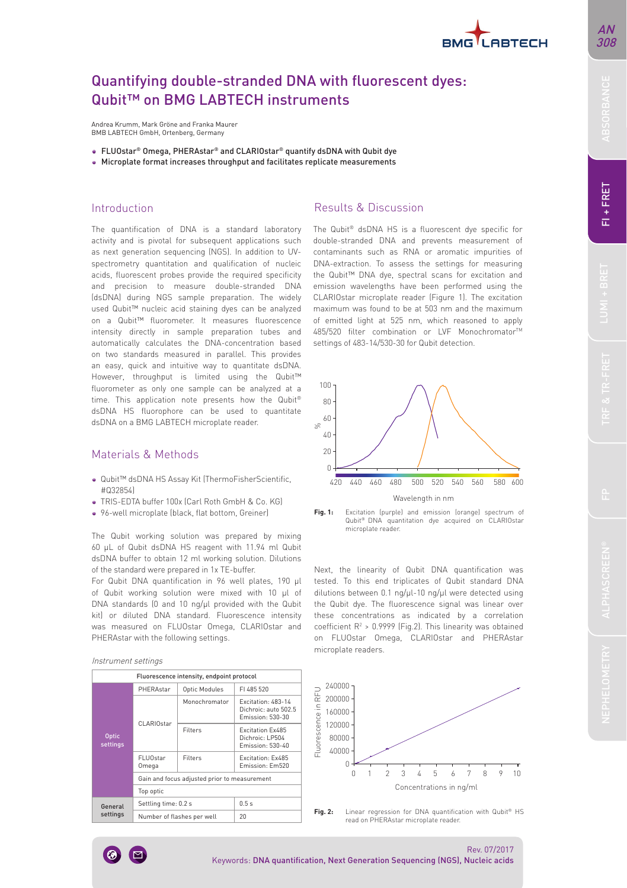# Quantifying double-stranded DNA with fluorescent dyes: Qubit™ on BMG LABTECH instruments

Andrea Krumm, Mark Gröne and Franka Maurer
BMB LABTECH GmbH, Ortenberg, Germany

- FLUOstar® Omega, PHERAstar® and CLARIOstar® quantify dsDNA with Qubit dye
- Microplate format increases throughput and facilitates replicate measurements

## Introduction

The quantification of DNA is a standard laboratory activity and is pivotal for subsequent applications such as next generation sequencing (NGS). In addition to UV-spectrometry quantitation and qualification of nucleic acids, fluorescent probes provide the required specificity and precision to measure double-stranded DNA (dsDNA) during NGS sample preparation. The widely used Qubit™ nucleic acid staining dyes can be analyzed on a Qubit™ fluorometer. It measures fluorescence intensity directly in sample preparation tubes and automatically calculates the DNA-concentration based on two standards measured in parallel. This provides an easy, quick and intuitive way to quantitate dsDNA. However, throughput is limited using the Qubit™ fluorometer as only one sample can be analyzed at a time. This application note presents how the Qubit® dsDNA HS fluorophore can be used to quantitate dsDNA on a BMG LABTECH microplate reader.

## Materials & Methods

- Qubit™ dsDNA HS Assay Kit (ThermoFisherScientific, #Q32854)
- TRIS-EDTA buffer 100x (Carl Roth GmbH & Co. KG)
- 96-well microplate (black, flat bottom, Greiner)

The Qubit working solution was prepared by mixing 60 µL of Qubit dsDNA HS reagent with 11.94 ml Qubit dsDNA buffer to obtain 12 ml working solution. Dilutions of the standard were prepared in 1x TE-buffer.

For Qubit DNA quantification in 96 well plates, 190 µl of Qubit working solution were mixed with 10 µl of DNA standards (0 and 10 ng/µl provided with the Qubit kit) or diluted DNA standard. Fluorescence intensity was measured on FLUOstar Omega, CLARIOstar and PHERAstar with the following settings.

*Instrument settings*

| Fluorescence intensity, endpoint protocol | | | |
|---|---|---|---|
| Optic settings | PHERAstar | Optic Modules | FI 485 520 |
| | CLARIOstar | Monochromator | Excitation: 483-14<br>Dichroic: auto 502.5<br>Emission: 530-30 |
| | | Filters | Excitation Ex485<br>Dichroic: LP504<br>Emission: 530-40 |
| | FLUOstar Omega | Filters | Excitation: Ex485<br>Emission: Em520 |
| | Gain and focus adjusted prior to measurement | | |
| | Top optic | | |
| General settings | Settling time: 0.2 s | | 0.5 s |
| | Number of flashes per well | | 20 |

## Results & Discussion

The Qubit® dsDNA HS is a fluorescent dye specific for double-stranded DNA and prevents measurement of contaminants such as RNA or aromatic impurities of DNA-extraction. To assess the settings for measuring the Qubit™ DNA dye, spectral scans for excitation and emission wavelengths have been performed using the CLARIOstar microplate reader (Figure 1). The excitation maximum was found to be at 503 nm and the maximum of emitted light at 525 nm, which reasoned to apply 485/520 filter combination or LVF Monochromator™ settings of 483-14/530-30 for Qubit detection.

**Fig. 1:** Excitation (purple) and emission (orange) spectrum of Qubit® DNA quantitation dye acquired on CLARIOstar microplate reader.

Next, the linearity of Qubit DNA quantification was tested. To this end triplicates of Qubit standard DNA dilutions between 0.1 ng/µl-10 ng/µl were detected using the Qubit dye. The fluorescence signal was linear over these concentrations as indicated by a correlation coefficient $R^2 > 0.9999$ (Fig.2). This linearity was obtained on FLUOstar Omega, CLARIOstar and PHERAstar microplate readers.

**Fig. 2:** Linear regression for DNA quantification with Qubit® HS read on PHERAstar microplate reader.

Keywords: DNA quantification, Next Generation Sequencing (NGS), Nucleic acids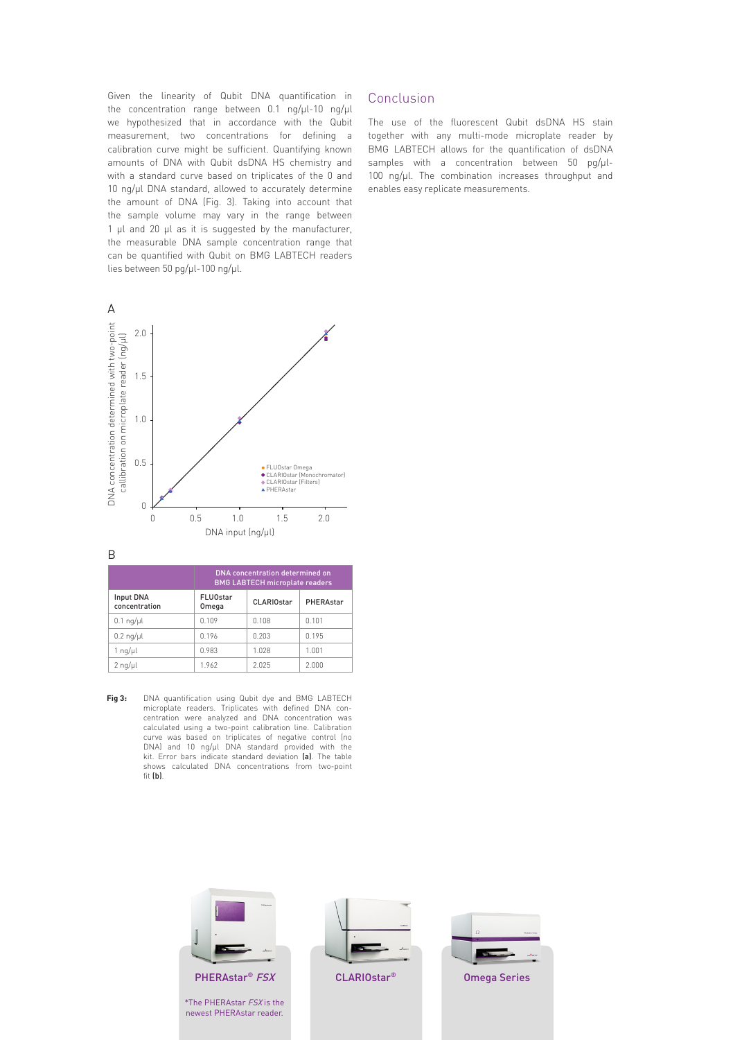Given the linearity of Qubit DNA quantification in the concentration range between 0.1 ng/µl-10 ng/µl we hypothesized that in accordance with the Qubit measurement, two concentrations for defining a calibration curve might be sufficient. Quantifying known amounts of DNA with Qubit dsDNA HS chemistry and with a standard curve based on triplicates of the 0 and 10 ng/µl DNA standard, allowed to accurately determine the amount of DNA (Fig. 3). Taking into account that the sample volume may vary in the range between 1 µl and 20 µl as it is suggested by the manufacturer, the measurable DNA sample concentration range that can be quantified with Qubit on BMG LABTECH readers lies between 50 pg/µl-100 ng/µl.

A

DNA concentration determined with two-point callibration on microplate reader (ng/µl)

0
0.5
1.0
1.5
2.0

0
0.5
1.0
1.5
2.0

DNA input (ng/µl)

FLUOstar Omega
CLARIOstar (Monochromator)
CLARIOstar (Filters)
PHERAstar

B

| | DNA concentration determined on BMG LABTECH microplate readers | | |
|---|---|---|---|
| Input DNA concentration | FLUOstar Omega | CLARIOstar | PHERAstar |
| 0.1 ng/µl | 0.109 | 0.108 | 0.101 |
| 0.2 ng/µl | 0.196 | 0.203 | 0.195 |
| 1 ng/µl | 0.983 | 1.028 | 1.001 |
| 2 ng/µl | 1.962 | 2.025 | 2.000 |

**Fig 3:** DNA quantification using Qubit dye and BMG LABTECH microplate readers. Triplicates with defined DNA concentration were analyzed and DNA concentration was calculated using a two-point calibration line. Calibration curve was based on triplicates of negative control (no DNA) and 10 ng/µl DNA standard provided with the kit. Error bars indicate standard deviation **(a)**. The table shows calculated DNA concentrations from two-point fit **(b)**.

## Conclusion

The use of the fluorescent Qubit dsDNA HS stain together with any multi-mode microplate reader by BMG LABTECH allows for the quantification of dsDNA samples with a concentration between 50 pg/µl-100 ng/µl. The combination increases throughput and enables easy replicate measurements.

PHERAstar® *FSX*

*The PHERAstar *FSX* is the newest PHERAstar reader.

CLARIOstar®

Omega Series